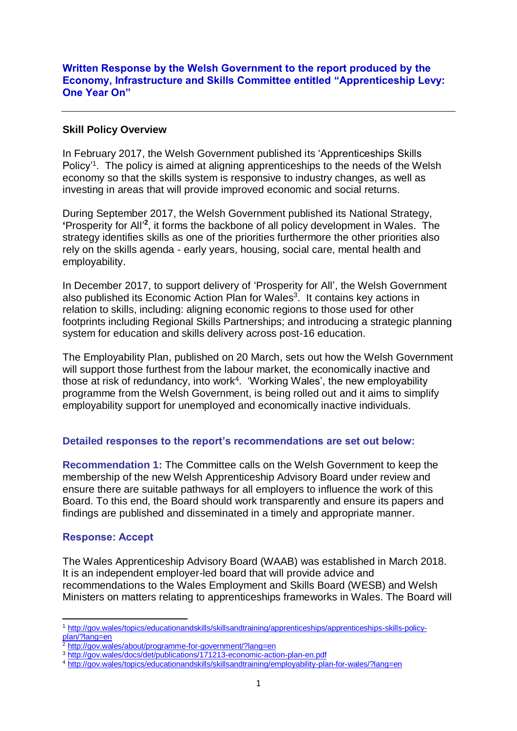## Written Response by the Welsh Government to the report produced by the Economy, Infrastructure and Skills Committee entitled "Apprenticeship Levy: One Year On"

---

### Skill Policy Overview

In February 2017, the Welsh Government published its 'Apprenticeships Skills Policy'[1]. The policy is aimed at aligning apprenticeships to the needs of the Welsh economy so that the skills system is responsive to industry changes, as well as investing in areas that will provide improved economic and social returns.

During September 2017, the Welsh Government published its National Strategy, **'**Prosperity for All'**[2]**, it forms the backbone of all policy development in Wales. The strategy identifies skills as one of the priorities furthermore the other priorities also rely on the skills agenda - early years, housing, social care, mental health and employability.

In December 2017, to support delivery of 'Prosperity for All', the Welsh Government also published its Economic Action Plan for Wales[3]. It contains key actions in relation to skills, including: aligning economic regions to those used for other footprints including Regional Skills Partnerships; and introducing a strategic planning system for education and skills delivery across post-16 education.

The Employability Plan, published on 20 March, sets out how the Welsh Government will support those furthest from the labour market, the economically inactive and those at risk of redundancy, into work[4]. 'Working Wales', the new employability programme from the Welsh Government, is being rolled out and it aims to simplify employability support for unemployed and economically inactive individuals.

### Detailed responses to the report's recommendations are set out below:

**Recommendation 1:** The Committee calls on the Welsh Government to keep the membership of the new Welsh Apprenticeship Advisory Board under review and ensure there are suitable pathways for all employers to influence the work of this Board. To this end, the Board should work transparently and ensure its papers and findings are published and disseminated in a timely and appropriate manner.

#### Response: Accept

The Wales Apprenticeship Advisory Board (WAAB) was established in March 2018. It is an independent employer-led board that will provide advice and recommendations to the Wales Employment and Skills Board (WESB) and Welsh Ministers on matters relating to apprenticeships frameworks in Wales. The Board will

---

[1] http://gov.wales/topics/educationandskills/skillsandtraining/apprenticeships/apprenticeships-skills-policy-plan/?lang=en

[2] http://gov.wales/about/programme-for-government/?lang=en

[3] http://gov.wales/docs/det/publications/171213-economic-action-plan-en.pdf

[4] http://gov.wales/topics/educationandskills/skillsandtraining/employability-plan-for-wales/?lang=en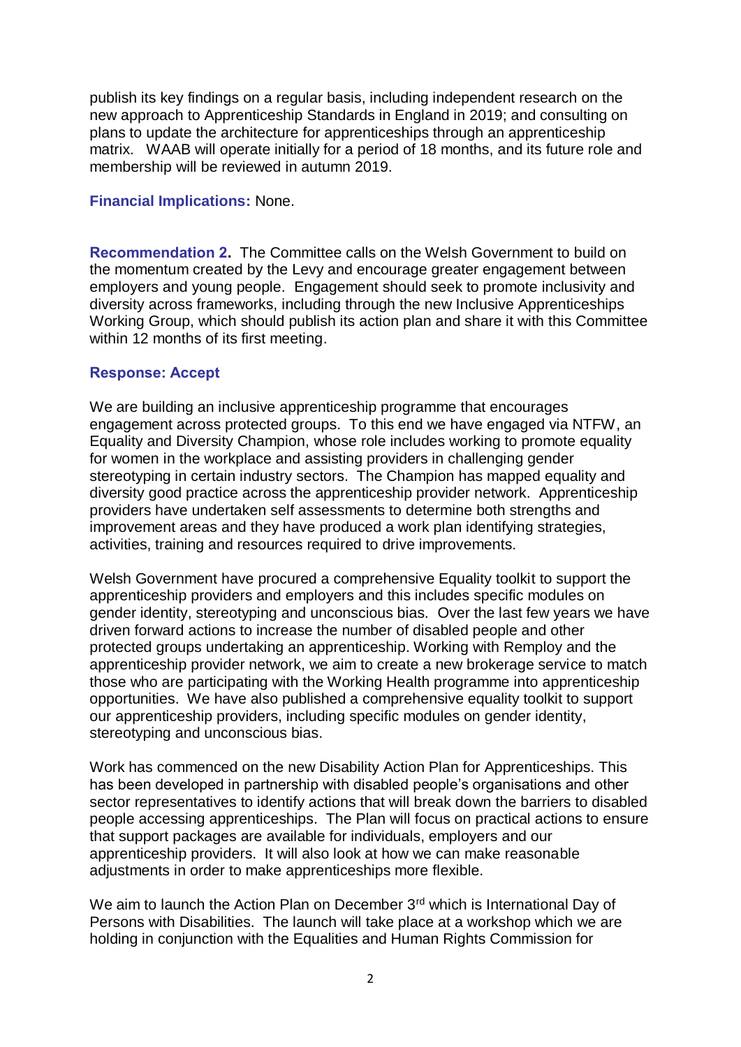publish its key findings on a regular basis, including independent research on the new approach to Apprenticeship Standards in England in 2019; and consulting on plans to update the architecture for apprenticeships through an apprenticeship matrix. WAAB will operate initially for a period of 18 months, and its future role and membership will be reviewed in autumn 2019.

**Financial Implications:** None.

**Recommendation 2.** The Committee calls on the Welsh Government to build on the momentum created by the Levy and encourage greater engagement between employers and young people. Engagement should seek to promote inclusivity and diversity across frameworks, including through the new Inclusive Apprenticeships Working Group, which should publish its action plan and share it with this Committee within 12 months of its first meeting.

**Response: Accept**

We are building an inclusive apprenticeship programme that encourages engagement across protected groups. To this end we have engaged via NTFW, an Equality and Diversity Champion, whose role includes working to promote equality for women in the workplace and assisting providers in challenging gender stereotyping in certain industry sectors. The Champion has mapped equality and diversity good practice across the apprenticeship provider network. Apprenticeship providers have undertaken self assessments to determine both strengths and improvement areas and they have produced a work plan identifying strategies, activities, training and resources required to drive improvements.

Welsh Government have procured a comprehensive Equality toolkit to support the apprenticeship providers and employers and this includes specific modules on gender identity, stereotyping and unconscious bias. Over the last few years we have driven forward actions to increase the number of disabled people and other protected groups undertaking an apprenticeship. Working with Remploy and the apprenticeship provider network, we aim to create a new brokerage service to match those who are participating with the Working Health programme into apprenticeship opportunities. We have also published a comprehensive equality toolkit to support our apprenticeship providers, including specific modules on gender identity, stereotyping and unconscious bias.

Work has commenced on the new Disability Action Plan for Apprenticeships. This has been developed in partnership with disabled people's organisations and other sector representatives to identify actions that will break down the barriers to disabled people accessing apprenticeships. The Plan will focus on practical actions to ensure that support packages are available for individuals, employers and our apprenticeship providers. It will also look at how we can make reasonable adjustments in order to make apprenticeships more flexible.

We aim to launch the Action Plan on December 3rd which is International Day of Persons with Disabilities. The launch will take place at a workshop which we are holding in conjunction with the Equalities and Human Rights Commission for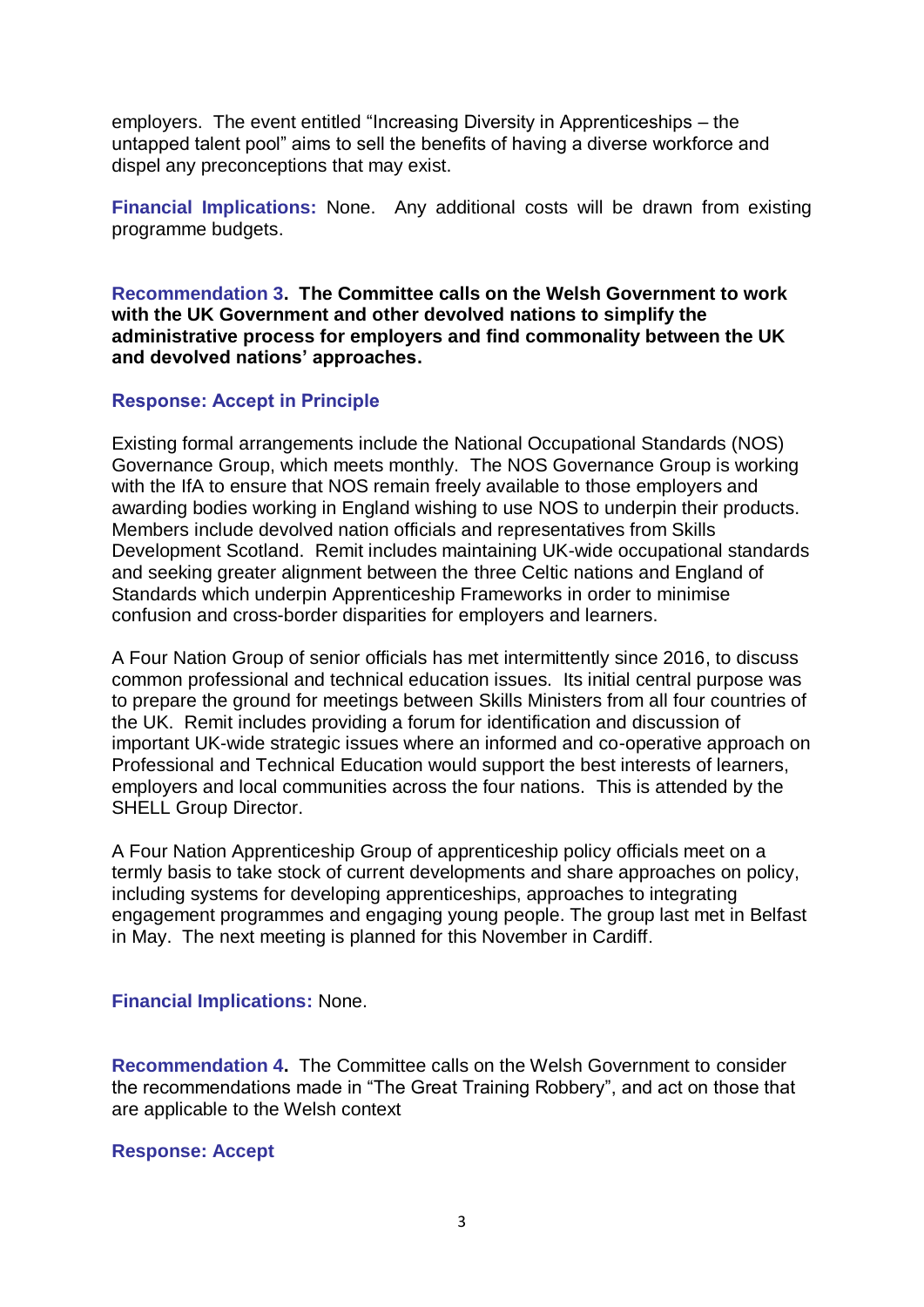employers. The event entitled "Increasing Diversity in Apprenticeships – the untapped talent pool" aims to sell the benefits of having a diverse workforce and dispel any preconceptions that may exist.

**Financial Implications:** None. Any additional costs will be drawn from existing programme budgets.

**Recommendation 3. The Committee calls on the Welsh Government to work with the UK Government and other devolved nations to simplify the administrative process for employers and find commonality between the UK and devolved nations' approaches.**

**Response: Accept in Principle**

Existing formal arrangements include the National Occupational Standards (NOS) Governance Group, which meets monthly. The NOS Governance Group is working with the IfA to ensure that NOS remain freely available to those employers and awarding bodies working in England wishing to use NOS to underpin their products. Members include devolved nation officials and representatives from Skills Development Scotland. Remit includes maintaining UK-wide occupational standards and seeking greater alignment between the three Celtic nations and England of Standards which underpin Apprenticeship Frameworks in order to minimise confusion and cross-border disparities for employers and learners.

A Four Nation Group of senior officials has met intermittently since 2016, to discuss common professional and technical education issues. Its initial central purpose was to prepare the ground for meetings between Skills Ministers from all four countries of the UK. Remit includes providing a forum for identification and discussion of important UK-wide strategic issues where an informed and co-operative approach on Professional and Technical Education would support the best interests of learners, employers and local communities across the four nations. This is attended by the SHELL Group Director.

A Four Nation Apprenticeship Group of apprenticeship policy officials meet on a termly basis to take stock of current developments and share approaches on policy, including systems for developing apprenticeships, approaches to integrating engagement programmes and engaging young people. The group last met in Belfast in May. The next meeting is planned for this November in Cardiff.

**Financial Implications:** None.

**Recommendation 4.** The Committee calls on the Welsh Government to consider the recommendations made in "The Great Training Robbery", and act on those that are applicable to the Welsh context

**Response: Accept**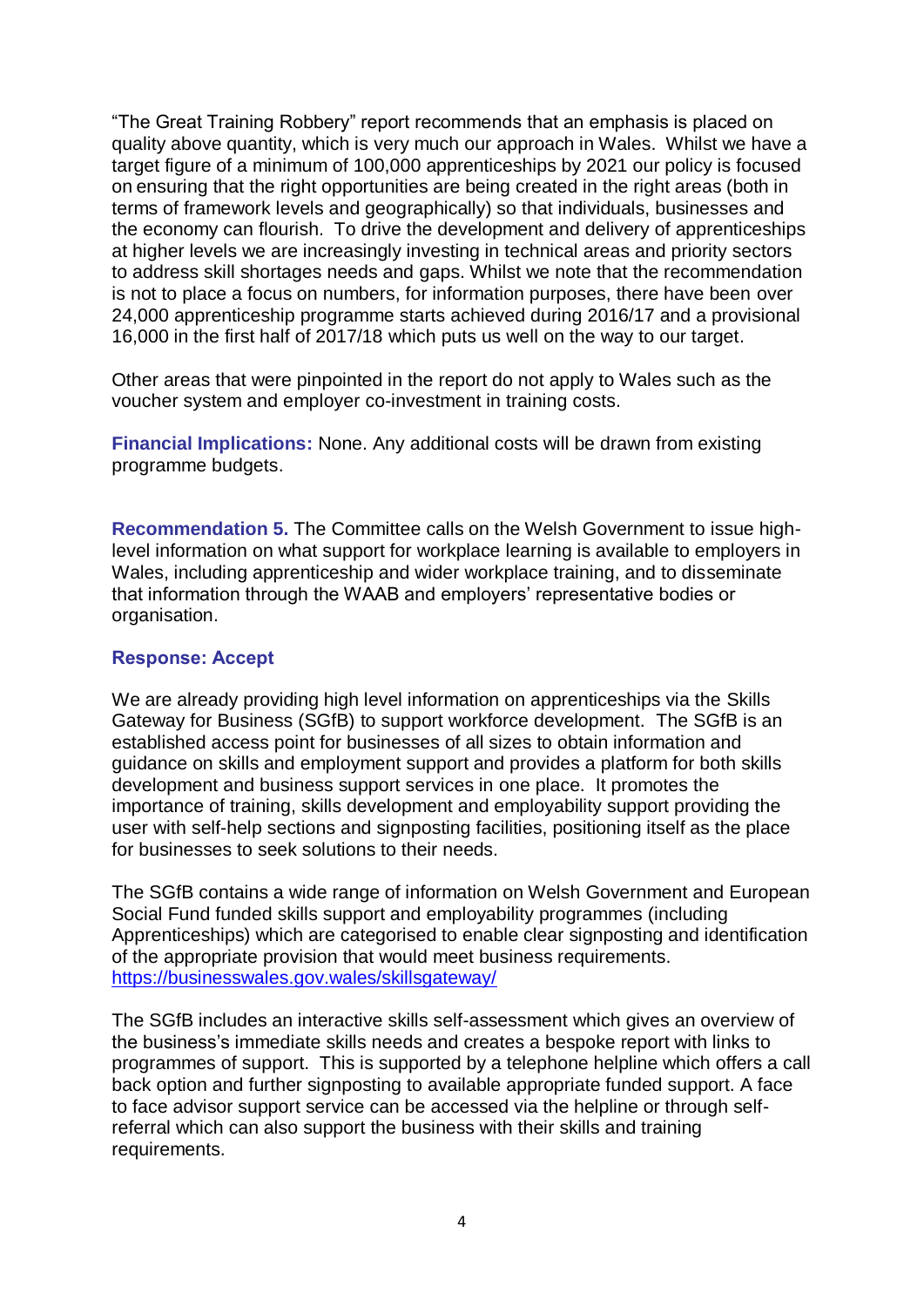"The Great Training Robbery" report recommends that an emphasis is placed on quality above quantity, which is very much our approach in Wales. Whilst we have a target figure of a minimum of 100,000 apprenticeships by 2021 our policy is focused on ensuring that the right opportunities are being created in the right areas (both in terms of framework levels and geographically) so that individuals, businesses and the economy can flourish. To drive the development and delivery of apprenticeships at higher levels we are increasingly investing in technical areas and priority sectors to address skill shortages needs and gaps. Whilst we note that the recommendation is not to place a focus on numbers, for information purposes, there have been over 24,000 apprenticeship programme starts achieved during 2016/17 and a provisional 16,000 in the first half of 2017/18 which puts us well on the way to our target.

Other areas that were pinpointed in the report do not apply to Wales such as the voucher system and employer co-investment in training costs.

**Financial Implications:** None. Any additional costs will be drawn from existing programme budgets.

**Recommendation 5.** The Committee calls on the Welsh Government to issue high-level information on what support for workplace learning is available to employers in Wales, including apprenticeship and wider workplace training, and to disseminate that information through the WAAB and employers' representative bodies or organisation.

**Response: Accept**

We are already providing high level information on apprenticeships via the Skills Gateway for Business (SGfB) to support workforce development. The SGfB is an established access point for businesses of all sizes to obtain information and guidance on skills and employment support and provides a platform for both skills development and business support services in one place. It promotes the importance of training, skills development and employability support providing the user with self-help sections and signposting facilities, positioning itself as the place for businesses to seek solutions to their needs.

The SGfB contains a wide range of information on Welsh Government and European Social Fund funded skills support and employability programmes (including Apprenticeships) which are categorised to enable clear signposting and identification of the appropriate provision that would meet business requirements. https://businesswales.gov.wales/skillsgateway/

The SGfB includes an interactive skills self-assessment which gives an overview of the business's immediate skills needs and creates a bespoke report with links to programmes of support. This is supported by a telephone helpline which offers a call back option and further signposting to available appropriate funded support. A face to face advisor support service can be accessed via the helpline or through self-referral which can also support the business with their skills and training requirements.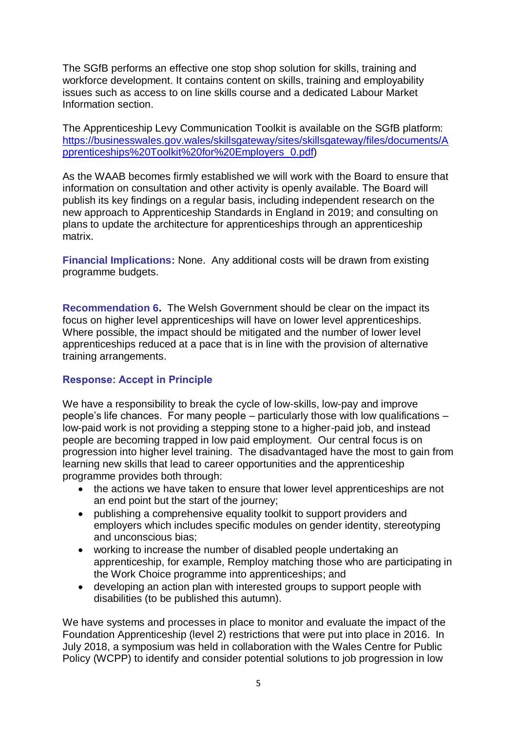The SGfB performs an effective one stop shop solution for skills, training and workforce development. It contains content on skills, training and employability issues such as access to on line skills course and a dedicated Labour Market Information section.

The Apprenticeship Levy Communication Toolkit is available on the SGfB platform: [https://businesswales.gov.wales/skillsgateway/sites/skillsgateway/files/documents/Apprenticeships%20Toolkit%20for%20Employers_0.pdf](https://businesswales.gov.wales/skillsgateway/sites/skillsgateway/files/documents/Apprenticeships%20Toolkit%20for%20Employers_0.pdf))

As the WAAB becomes firmly established we will work with the Board to ensure that information on consultation and other activity is openly available. The Board will publish its key findings on a regular basis, including independent research on the new approach to Apprenticeship Standards in England in 2019; and consulting on plans to update the architecture for apprenticeships through an apprenticeship matrix.

**Financial Implications:** None. Any additional costs will be drawn from existing programme budgets.

**Recommendation 6.** The Welsh Government should be clear on the impact its focus on higher level apprenticeships will have on lower level apprenticeships. Where possible, the impact should be mitigated and the number of lower level apprenticeships reduced at a pace that is in line with the provision of alternative training arrangements.

**Response: Accept in Principle**

We have a responsibility to break the cycle of low-skills, low-pay and improve people's life chances. For many people – particularly those with low qualifications – low-paid work is not providing a stepping stone to a higher-paid job, and instead people are becoming trapped in low paid employment. Our central focus is on progression into higher level training. The disadvantaged have the most to gain from learning new skills that lead to career opportunities and the apprenticeship programme provides both through:

- the actions we have taken to ensure that lower level apprenticeships are not an end point but the start of the journey;
- publishing a comprehensive equality toolkit to support providers and employers which includes specific modules on gender identity, stereotyping and unconscious bias;
- working to increase the number of disabled people undertaking an apprenticeship, for example, Remploy matching those who are participating in the Work Choice programme into apprenticeships; and
- developing an action plan with interested groups to support people with disabilities (to be published this autumn).

We have systems and processes in place to monitor and evaluate the impact of the Foundation Apprenticeship (level 2) restrictions that were put into place in 2016. In July 2018, a symposium was held in collaboration with the Wales Centre for Public Policy (WCPP) to identify and consider potential solutions to job progression in low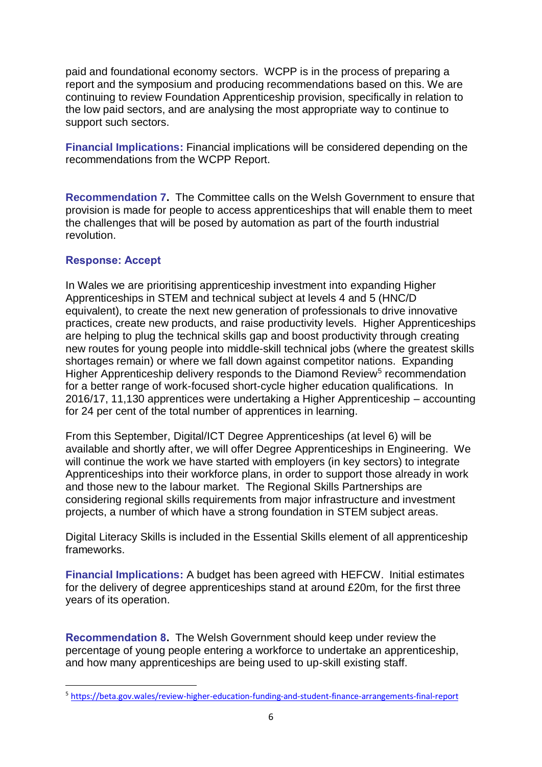paid and foundational economy sectors. WCPP is in the process of preparing a report and the symposium and producing recommendations based on this. We are continuing to review Foundation Apprenticeship provision, specifically in relation to the low paid sectors, and are analysing the most appropriate way to continue to support such sectors.

**Financial Implications:** Financial implications will be considered depending on the recommendations from the WCPP Report.

**Recommendation 7.** The Committee calls on the Welsh Government to ensure that provision is made for people to access apprenticeships that will enable them to meet the challenges that will be posed by automation as part of the fourth industrial revolution.

**Response: Accept**

In Wales we are prioritising apprenticeship investment into expanding Higher Apprenticeships in STEM and technical subject at levels 4 and 5 (HNC/D equivalent), to create the next new generation of professionals to drive innovative practices, create new products, and raise productivity levels. Higher Apprenticeships are helping to plug the technical skills gap and boost productivity through creating new routes for young people into middle-skill technical jobs (where the greatest skills shortages remain) or where we fall down against competitor nations. Expanding Higher Apprenticeship delivery responds to the Diamond Review[5] recommendation for a better range of work-focused short-cycle higher education qualifications. In 2016/17, 11,130 apprentices were undertaking a Higher Apprenticeship – accounting for 24 per cent of the total number of apprentices in learning.

From this September, Digital/ICT Degree Apprenticeships (at level 6) will be available and shortly after, we will offer Degree Apprenticeships in Engineering. We will continue the work we have started with employers (in key sectors) to integrate Apprenticeships into their workforce plans, in order to support those already in work and those new to the labour market. The Regional Skills Partnerships are considering regional skills requirements from major infrastructure and investment projects, a number of which have a strong foundation in STEM subject areas.

Digital Literacy Skills is included in the Essential Skills element of all apprenticeship frameworks.

**Financial Implications:** A budget has been agreed with HEFCW. Initial estimates for the delivery of degree apprenticeships stand at around £20m, for the first three years of its operation.

**Recommendation 8.** The Welsh Government should keep under review the percentage of young people entering a workforce to undertake an apprenticeship, and how many apprenticeships are being used to up-skill existing staff.

---

[5] https://beta.gov.wales/review-higher-education-funding-and-student-finance-arrangements-final-report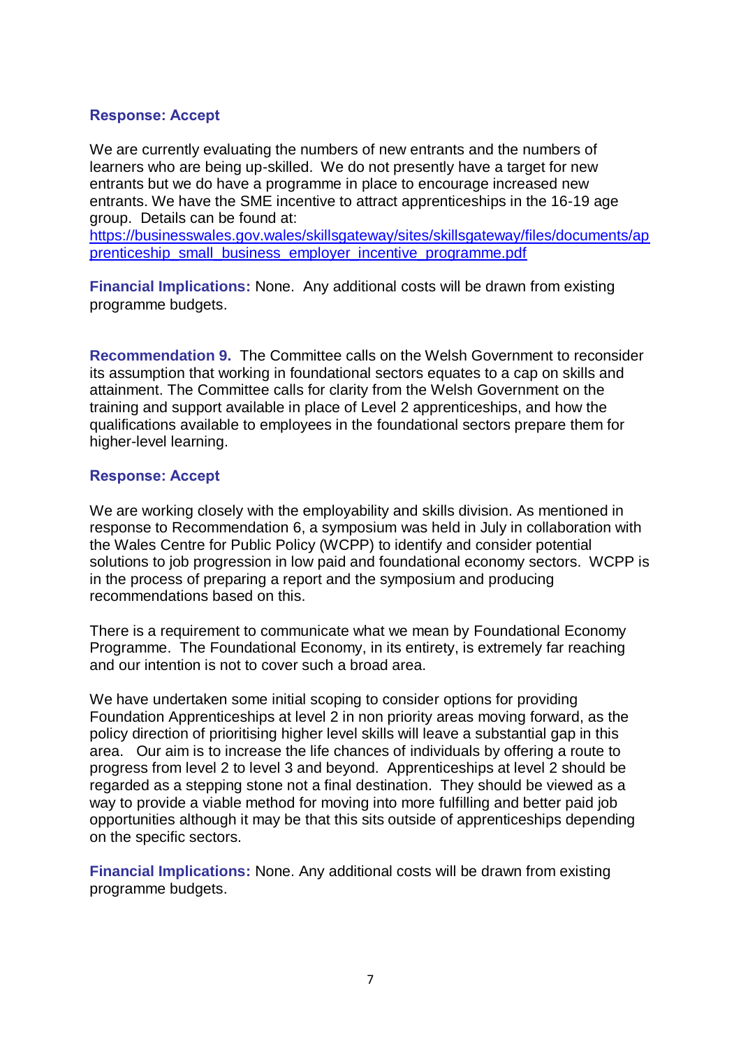**Response: Accept**

We are currently evaluating the numbers of new entrants and the numbers of learners who are being up-skilled. We do not presently have a target for new entrants but we do have a programme in place to encourage increased new entrants. We have the SME incentive to attract apprenticeships in the 16-19 age group. Details can be found at: [https://businesswales.gov.wales/skillsgateway/sites/skillsgateway/files/documents/apprenticeship_small_business_employer_incentive_programme.pdf](https://businesswales.gov.wales/skillsgateway/sites/skillsgateway/files/documents/apprenticeship_small_business_employer_incentive_programme.pdf)

**Financial Implications:** None. Any additional costs will be drawn from existing programme budgets.

**Recommendation 9.** The Committee calls on the Welsh Government to reconsider its assumption that working in foundational sectors equates to a cap on skills and attainment. The Committee calls for clarity from the Welsh Government on the training and support available in place of Level 2 apprenticeships, and how the qualifications available to employees in the foundational sectors prepare them for higher-level learning.

**Response: Accept**

We are working closely with the employability and skills division. As mentioned in response to Recommendation 6, a symposium was held in July in collaboration with the Wales Centre for Public Policy (WCPP) to identify and consider potential solutions to job progression in low paid and foundational economy sectors. WCPP is in the process of preparing a report and the symposium and producing recommendations based on this.

There is a requirement to communicate what we mean by Foundational Economy Programme. The Foundational Economy, in its entirety, is extremely far reaching and our intention is not to cover such a broad area.

We have undertaken some initial scoping to consider options for providing Foundation Apprenticeships at level 2 in non priority areas moving forward, as the policy direction of prioritising higher level skills will leave a substantial gap in this area. Our aim is to increase the life chances of individuals by offering a route to progress from level 2 to level 3 and beyond. Apprenticeships at level 2 should be regarded as a stepping stone not a final destination. They should be viewed as a way to provide a viable method for moving into more fulfilling and better paid job opportunities although it may be that this sits outside of apprenticeships depending on the specific sectors.

**Financial Implications:** None. Any additional costs will be drawn from existing programme budgets.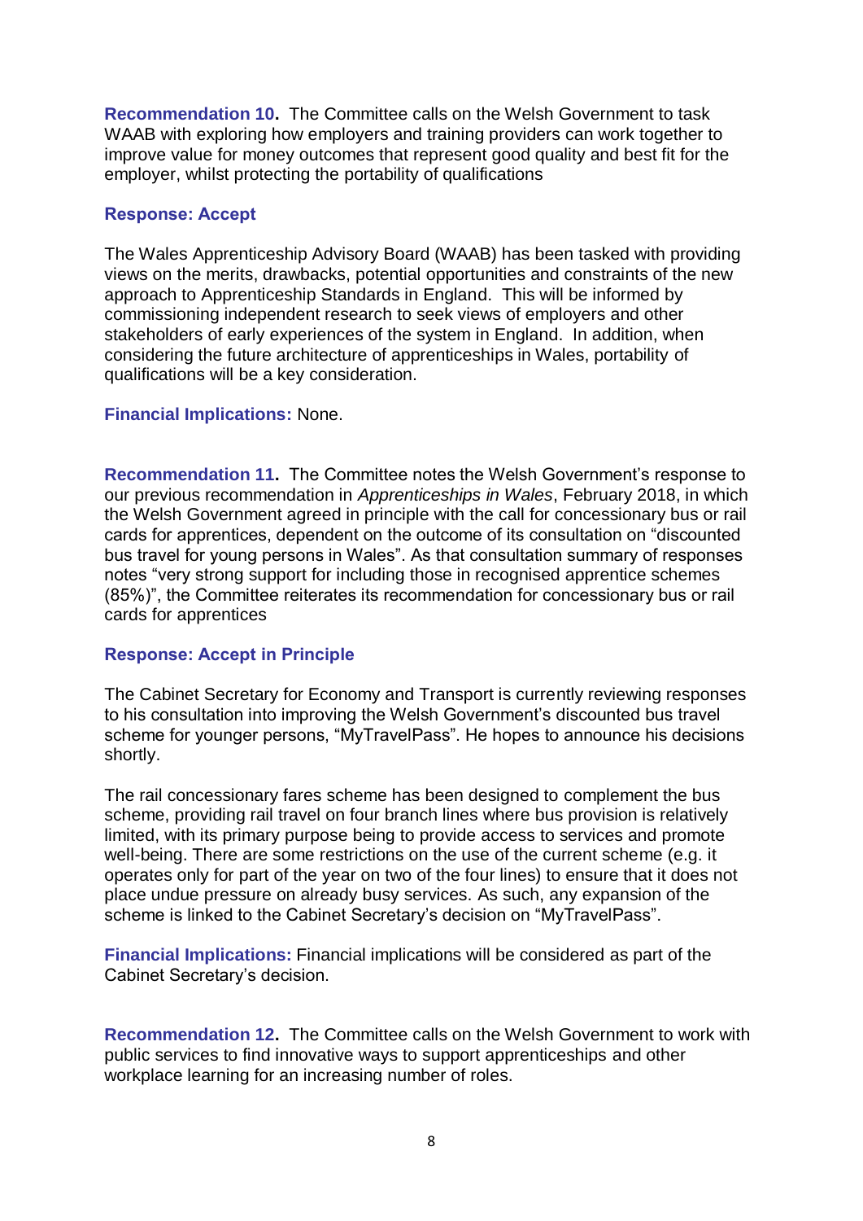**Recommendation 10.** The Committee calls on the Welsh Government to task WAAB with exploring how employers and training providers can work together to improve value for money outcomes that represent good quality and best fit for the employer, whilst protecting the portability of qualifications

**Response: Accept**

The Wales Apprenticeship Advisory Board (WAAB) has been tasked with providing views on the merits, drawbacks, potential opportunities and constraints of the new approach to Apprenticeship Standards in England. This will be informed by commissioning independent research to seek views of employers and other stakeholders of early experiences of the system in England. In addition, when considering the future architecture of apprenticeships in Wales, portability of qualifications will be a key consideration.

**Financial Implications:** None.

**Recommendation 11.** The Committee notes the Welsh Government's response to our previous recommendation in *Apprenticeships in Wales*, February 2018, in which the Welsh Government agreed in principle with the call for concessionary bus or rail cards for apprentices, dependent on the outcome of its consultation on "discounted bus travel for young persons in Wales". As that consultation summary of responses notes "very strong support for including those in recognised apprentice schemes (85%)", the Committee reiterates its recommendation for concessionary bus or rail cards for apprentices

**Response: Accept in Principle**

The Cabinet Secretary for Economy and Transport is currently reviewing responses to his consultation into improving the Welsh Government's discounted bus travel scheme for younger persons, "MyTravelPass". He hopes to announce his decisions shortly.

The rail concessionary fares scheme has been designed to complement the bus scheme, providing rail travel on four branch lines where bus provision is relatively limited, with its primary purpose being to provide access to services and promote well-being. There are some restrictions on the use of the current scheme (e.g. it operates only for part of the year on two of the four lines) to ensure that it does not place undue pressure on already busy services. As such, any expansion of the scheme is linked to the Cabinet Secretary's decision on "MyTravelPass".

**Financial Implications:** Financial implications will be considered as part of the Cabinet Secretary's decision.

**Recommendation 12.** The Committee calls on the Welsh Government to work with public services to find innovative ways to support apprenticeships and other workplace learning for an increasing number of roles.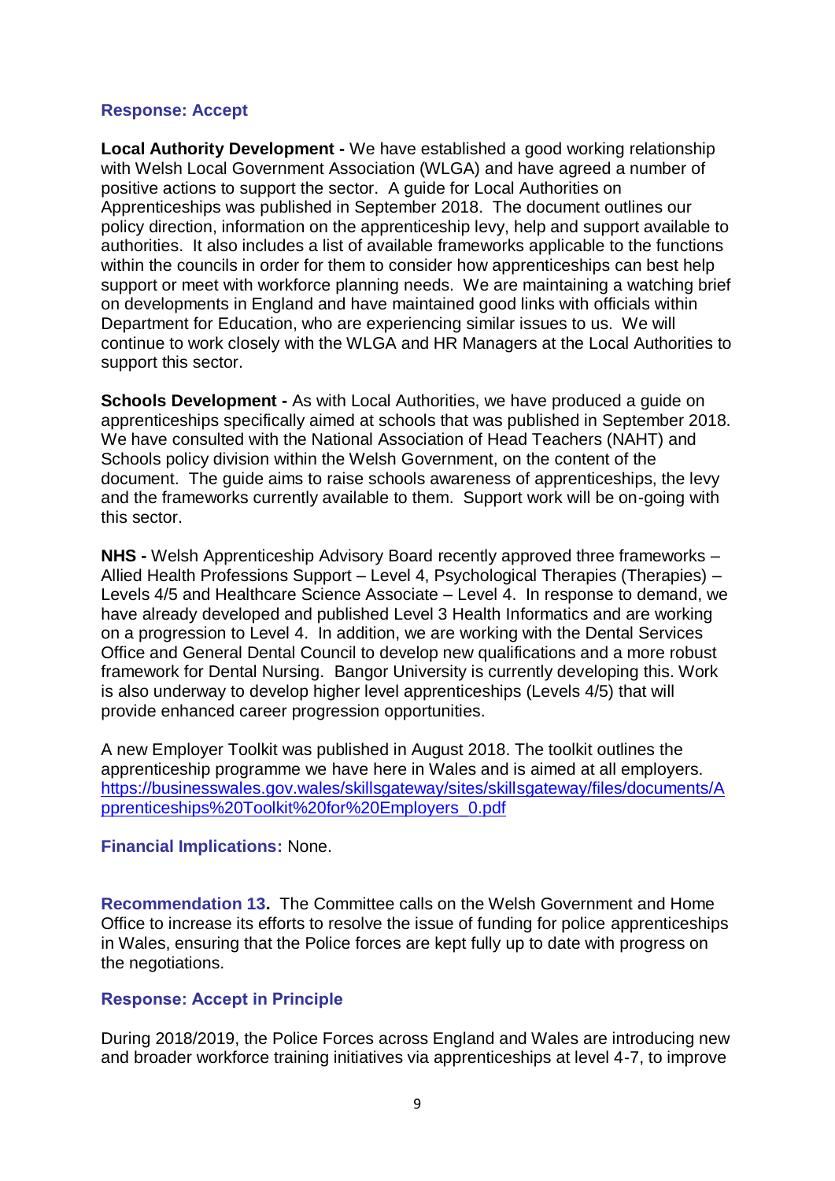**Response: Accept**

**Local Authority Development -** We have established a good working relationship with Welsh Local Government Association (WLGA) and have agreed a number of positive actions to support the sector. A guide for Local Authorities on Apprenticeships was published in September 2018. The document outlines our policy direction, information on the apprenticeship levy, help and support available to authorities. It also includes a list of available frameworks applicable to the functions within the councils in order for them to consider how apprenticeships can best help support or meet with workforce planning needs. We are maintaining a watching brief on developments in England and have maintained good links with officials within Department for Education, who are experiencing similar issues to us. We will continue to work closely with the WLGA and HR Managers at the Local Authorities to support this sector.

**Schools Development -** As with Local Authorities, we have produced a guide on apprenticeships specifically aimed at schools that was published in September 2018. We have consulted with the National Association of Head Teachers (NAHT) and Schools policy division within the Welsh Government, on the content of the document. The guide aims to raise schools awareness of apprenticeships, the levy and the frameworks currently available to them. Support work will be on-going with this sector.

**NHS -** Welsh Apprenticeship Advisory Board recently approved three frameworks – Allied Health Professions Support – Level 4, Psychological Therapies (Therapies) – Levels 4/5 and Healthcare Science Associate – Level 4. In response to demand, we have already developed and published Level 3 Health Informatics and are working on a progression to Level 4. In addition, we are working with the Dental Services Office and General Dental Council to develop new qualifications and a more robust framework for Dental Nursing. Bangor University is currently developing this. Work is also underway to develop higher level apprenticeships (Levels 4/5) that will provide enhanced career progression opportunities.

A new Employer Toolkit was published in August 2018. The toolkit outlines the apprenticeship programme we have here in Wales and is aimed at all employers. [https://businesswales.gov.wales/skillsgateway/sites/skillsgateway/files/documents/Apprenticeships%20Toolkit%20for%20Employers_0.pdf](https://businesswales.gov.wales/skillsgateway/sites/skillsgateway/files/documents/Apprenticeships%20Toolkit%20for%20Employers_0.pdf)

**Financial Implications:** None.

**Recommendation 13.** The Committee calls on the Welsh Government and Home Office to increase its efforts to resolve the issue of funding for police apprenticeships in Wales, ensuring that the Police forces are kept fully up to date with progress on the negotiations.

**Response: Accept in Principle**

During 2018/2019, the Police Forces across England and Wales are introducing new and broader workforce training initiatives via apprenticeships at level 4-7, to improve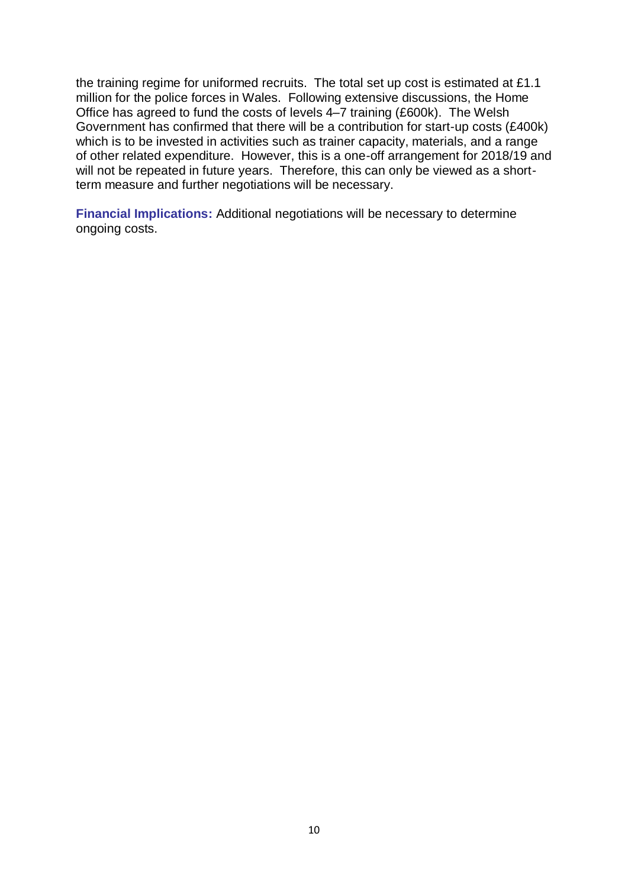the training regime for uniformed recruits. The total set up cost is estimated at £1.1 million for the police forces in Wales. Following extensive discussions, the Home Office has agreed to fund the costs of levels 4–7 training (£600k). The Welsh Government has confirmed that there will be a contribution for start-up costs (£400k) which is to be invested in activities such as trainer capacity, materials, and a range of other related expenditure. However, this is a one-off arrangement for 2018/19 and will not be repeated in future years. Therefore, this can only be viewed as a short-term measure and further negotiations will be necessary.

**Financial Implications:** Additional negotiations will be necessary to determine ongoing costs.